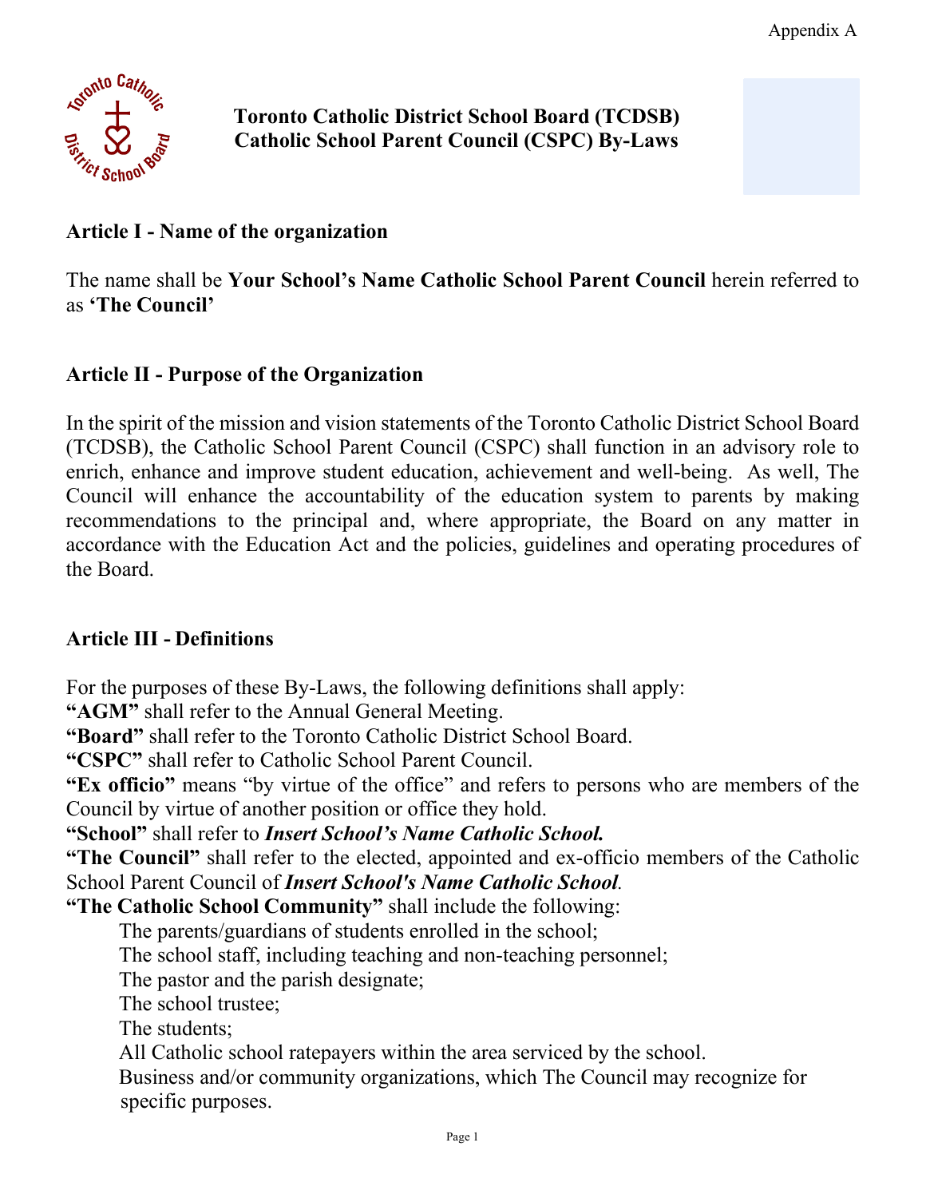Appendix A

# Toronto Catholic District School Board (TCDSB) Catholic School Parent Council (CSPC) By-Laws

## Article I - Name of the organization

The name shall be **Your School's Name Catholic School Parent Council** herein referred to as **'The Council'**

## Article II - Purpose of the Organization

In the spirit of the mission and vision statements of the Toronto Catholic District School Board (TCDSB), the Catholic School Parent Council (CSPC) shall function in an advisory role to enrich, enhance and improve student education, achievement and well-being. As well, The Council will enhance the accountability of the education system to parents by making recommendations to the principal and, where appropriate, the Board on any matter in accordance with the Education Act and the policies, guidelines and operating procedures of the Board.

## Article III - Definitions

For the purposes of these By-Laws, the following definitions shall apply:

**"AGM"** shall refer to the Annual General Meeting.

**"Board"** shall refer to the Toronto Catholic District School Board.

**"CSPC"** shall refer to Catholic School Parent Council.

**"Ex officio"** means "by virtue of the office" and refers to persons who are members of the Council by virtue of another position or office they hold.

**"School"** shall refer to ***Insert School's Name Catholic School.***

**"The Council"** shall refer to the elected, appointed and ex-officio members of the Catholic School Parent Council of ***Insert School's Name Catholic School***.

**"The Catholic School Community"** shall include the following:

- The parents/guardians of students enrolled in the school;
- The school staff, including teaching and non-teaching personnel;
- The pastor and the parish designate;
- The school trustee;
- The students;
- All Catholic school ratepayers within the area serviced by the school.
- Business and/or community organizations, which The Council may recognize for specific purposes.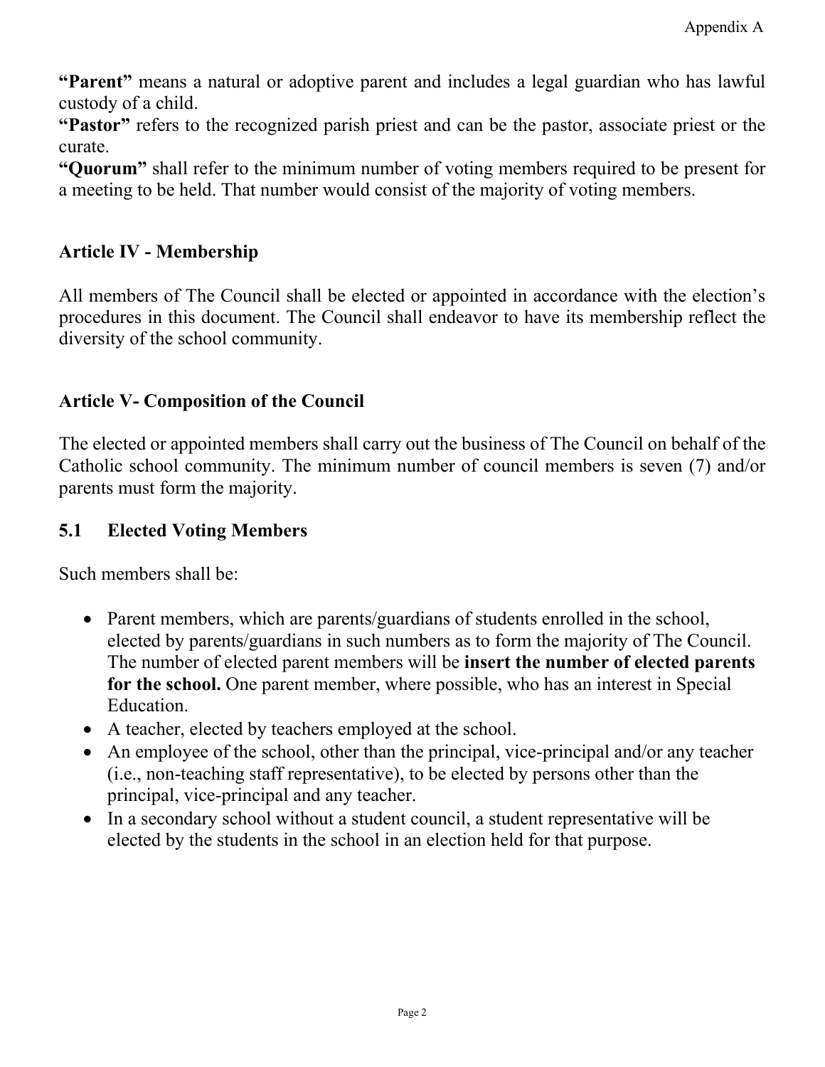**“Parent”** means a natural or adoptive parent and includes a legal guardian who has lawful custody of a child.
**“Pastor”** refers to the recognized parish priest and can be the pastor, associate priest or the curate.
**“Quorum”** shall refer to the minimum number of voting members required to be present for a meeting to be held. That number would consist of the majority of voting members.

## Article IV - Membership

All members of The Council shall be elected or appointed in accordance with the election’s procedures in this document. The Council shall endeavor to have its membership reflect the diversity of the school community.

## Article V- Composition of the Council

The elected or appointed members shall carry out the business of The Council on behalf of the Catholic school community. The minimum number of council members is seven (7) and/or parents must form the majority.

### 5.1 Elected Voting Members

Such members shall be:

- Parent members, which are parents/guardians of students enrolled in the school, elected by parents/guardians in such numbers as to form the majority of The Council. The number of elected parent members will be **insert the number of elected parents for the school.** One parent member, where possible, who has an interest in Special Education.
- A teacher, elected by teachers employed at the school.
- An employee of the school, other than the principal, vice-principal and/or any teacher (i.e., non-teaching staff representative), to be elected by persons other than the principal, vice-principal and any teacher.
- In a secondary school without a student council, a student representative will be elected by the students in the school in an election held for that purpose.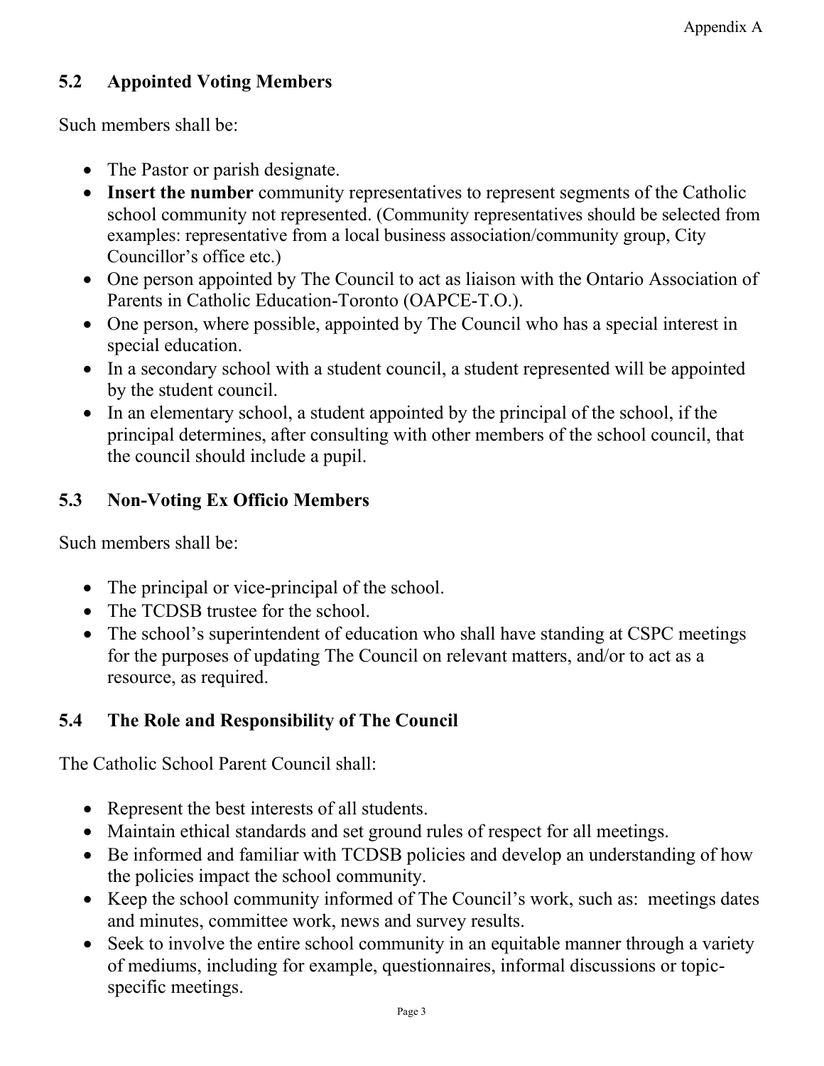## 5.2 Appointed Voting Members

Such members shall be:

- The Pastor or parish designate.
- **Insert the number** community representatives to represent segments of the Catholic school community not represented. (Community representatives should be selected from examples: representative from a local business association/community group, City Councillor's office etc.)
- One person appointed by The Council to act as liaison with the Ontario Association of Parents in Catholic Education-Toronto (OAPCE-T.O.).
- One person, where possible, appointed by The Council who has a special interest in special education.
- In a secondary school with a student council, a student represented will be appointed by the student council.
- In an elementary school, a student appointed by the principal of the school, if the principal determines, after consulting with other members of the school council, that the council should include a pupil.

## 5.3 Non-Voting Ex Officio Members

Such members shall be:

- The principal or vice-principal of the school.
- The TCDSB trustee for the school.
- The school's superintendent of education who shall have standing at CSPC meetings for the purposes of updating The Council on relevant matters, and/or to act as a resource, as required.

## 5.4 The Role and Responsibility of The Council

The Catholic School Parent Council shall:

- Represent the best interests of all students.
- Maintain ethical standards and set ground rules of respect for all meetings.
- Be informed and familiar with TCDSB policies and develop an understanding of how the policies impact the school community.
- Keep the school community informed of The Council's work, such as: meetings dates and minutes, committee work, news and survey results.
- Seek to involve the entire school community in an equitable manner through a variety of mediums, including for example, questionnaires, informal discussions or topic-specific meetings.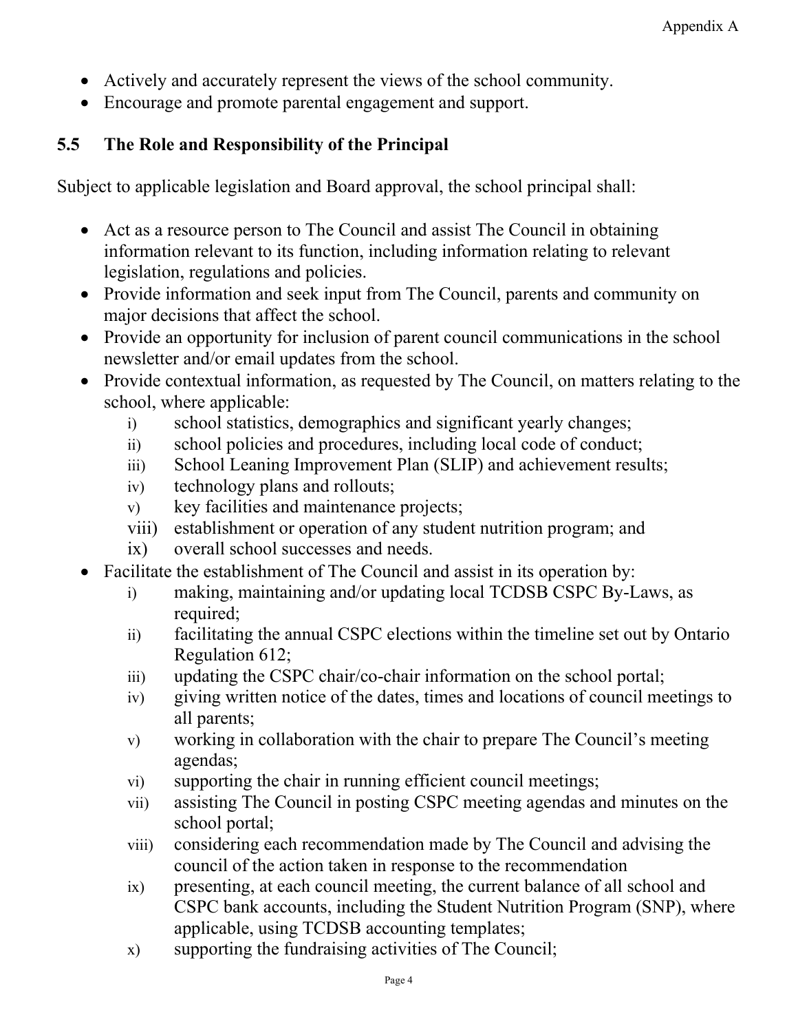- Actively and accurately represent the views of the school community.
- Encourage and promote parental engagement and support.

## 5.5 The Role and Responsibility of the Principal

Subject to applicable legislation and Board approval, the school principal shall:

- Act as a resource person to The Council and assist The Council in obtaining information relevant to its function, including information relating to relevant legislation, regulations and policies.
- Provide information and seek input from The Council, parents and community on major decisions that affect the school.
- Provide an opportunity for inclusion of parent council communications in the school newsletter and/or email updates from the school.
- Provide contextual information, as requested by The Council, on matters relating to the school, where applicable:
    - i) school statistics, demographics and significant yearly changes;
    - ii) school policies and procedures, including local code of conduct;
    - iii) School Leaning Improvement Plan (SLIP) and achievement results;
    - iv) technology plans and rollouts;
    - v) key facilities and maintenance projects;
    - viii) establishment or operation of any student nutrition program; and
    - ix) overall school successes and needs.
- Facilitate the establishment of The Council and assist in its operation by:
    - i) making, maintaining and/or updating local TCDSB CSPC By-Laws, as required;
    - ii) facilitating the annual CSPC elections within the timeline set out by Ontario Regulation 612;
    - iii) updating the CSPC chair/co-chair information on the school portal;
    - iv) giving written notice of the dates, times and locations of council meetings to all parents;
    - v) working in collaboration with the chair to prepare The Council's meeting agendas;
    - vi) supporting the chair in running efficient council meetings;
    - vii) assisting The Council in posting CSPC meeting agendas and minutes on the school portal;
    - viii) considering each recommendation made by The Council and advising the council of the action taken in response to the recommendation
    - ix) presenting, at each council meeting, the current balance of all school and CSPC bank accounts, including the Student Nutrition Program (SNP), where applicable, using TCDSB accounting templates;
    - x) supporting the fundraising activities of The Council;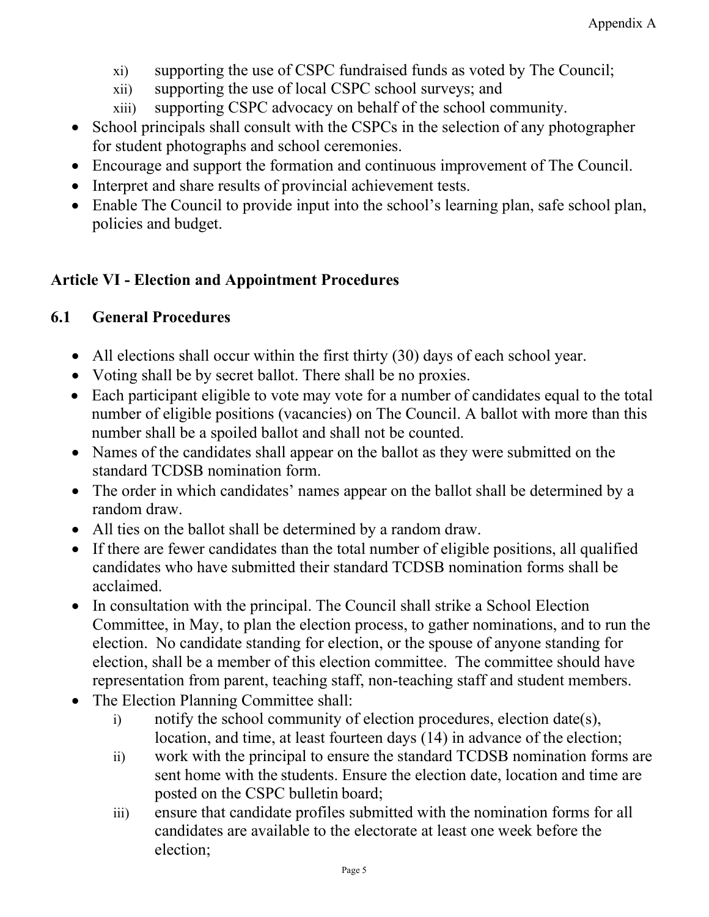- xi) supporting the use of CSPC fundraised funds as voted by The Council;
- xii) supporting the use of local CSPC school surveys; and
- xiii) supporting CSPC advocacy on behalf of the school community.

- School principals shall consult with the CSPCs in the selection of any photographer for student photographs and school ceremonies.
- Encourage and support the formation and continuous improvement of The Council.
- Interpret and share results of provincial achievement tests.
- Enable The Council to provide input into the school's learning plan, safe school plan, policies and budget.

## Article VI - Election and Appointment Procedures

### 6.1 General Procedures

- All elections shall occur within the first thirty (30) days of each school year.
- Voting shall be by secret ballot. There shall be no proxies.
- Each participant eligible to vote may vote for a number of candidates equal to the total number of eligible positions (vacancies) on The Council. A ballot with more than this number shall be a spoiled ballot and shall not be counted.
- Names of the candidates shall appear on the ballot as they were submitted on the standard TCDSB nomination form.
- The order in which candidates' names appear on the ballot shall be determined by a random draw.
- All ties on the ballot shall be determined by a random draw.
- If there are fewer candidates than the total number of eligible positions, all qualified candidates who have submitted their standard TCDSB nomination forms shall be acclaimed.
- In consultation with the principal. The Council shall strike a School Election Committee, in May, to plan the election process, to gather nominations, and to run the election. No candidate standing for election, or the spouse of anyone standing for election, shall be a member of this election committee. The committee should have representation from parent, teaching staff, non-teaching staff and student members.
- The Election Planning Committee shall:
  - i) notify the school community of election procedures, election date(s), location, and time, at least fourteen days (14) in advance of the election;
  - ii) work with the principal to ensure the standard TCDSB nomination forms are sent home with the students. Ensure the election date, location and time are posted on the CSPC bulletin board;
  - iii) ensure that candidate profiles submitted with the nomination forms for all candidates are available to the electorate at least one week before the election;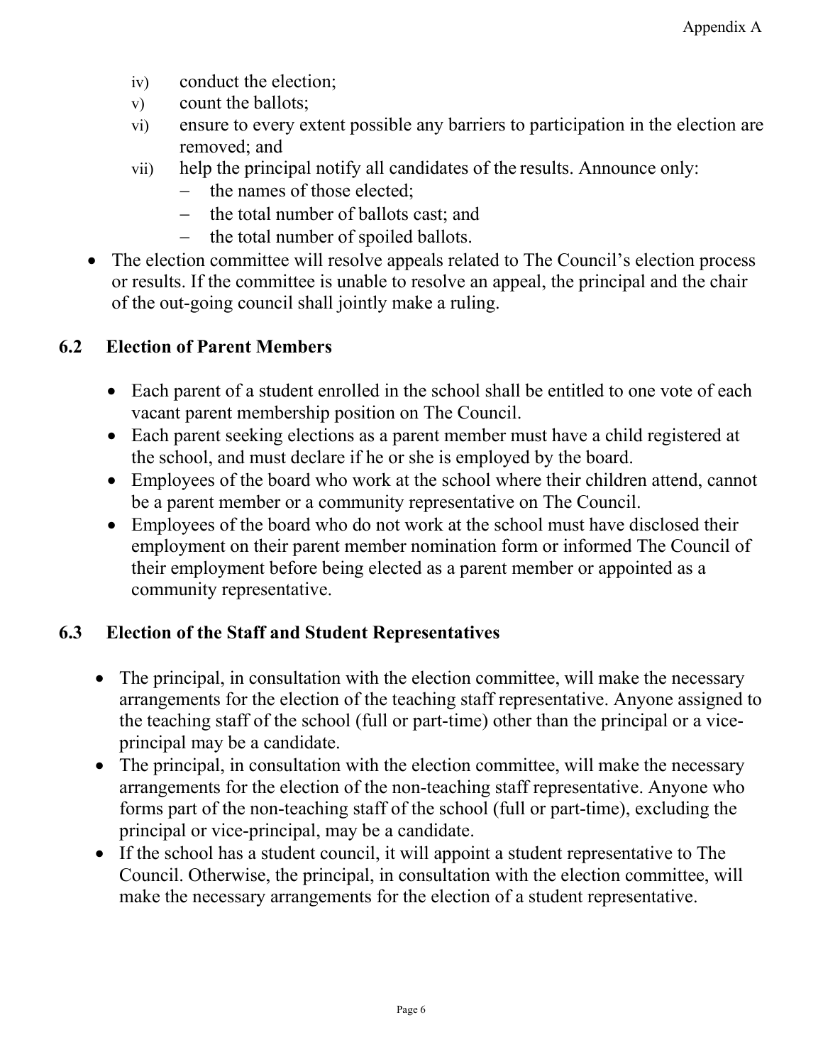iv) conduct the election;
v) count the ballots;
vi) ensure to every extent possible any barriers to participation in the election are removed; and
vii) help the principal notify all candidates of the results. Announce only:
   - the names of those elected;
   - the total number of ballots cast; and
   - the total number of spoiled ballots.

- The election committee will resolve appeals related to The Council's election process or results. If the committee is unable to resolve an appeal, the principal and the chair of the out-going council shall jointly make a ruling.

## 6.2 Election of Parent Members

- Each parent of a student enrolled in the school shall be entitled to one vote of each vacant parent membership position on The Council.
- Each parent seeking elections as a parent member must have a child registered at the school, and must declare if he or she is employed by the board.
- Employees of the board who work at the school where their children attend, cannot be a parent member or a community representative on The Council.
- Employees of the board who do not work at the school must have disclosed their employment on their parent member nomination form or informed The Council of their employment before being elected as a parent member or appointed as a community representative.

## 6.3 Election of the Staff and Student Representatives

- The principal, in consultation with the election committee, will make the necessary arrangements for the election of the teaching staff representative. Anyone assigned to the teaching staff of the school (full or part-time) other than the principal or a vice-principal may be a candidate.
- The principal, in consultation with the election committee, will make the necessary arrangements for the election of the non-teaching staff representative. Anyone who forms part of the non-teaching staff of the school (full or part-time), excluding the principal or vice-principal, may be a candidate.
- If the school has a student council, it will appoint a student representative to The Council. Otherwise, the principal, in consultation with the election committee, will make the necessary arrangements for the election of a student representative.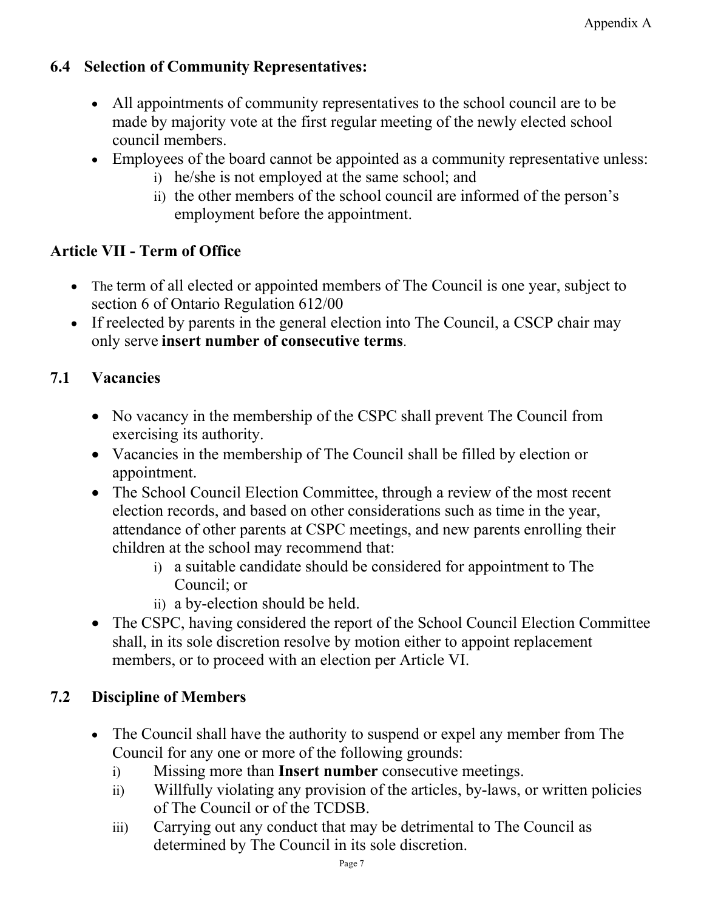### 6.4 Selection of Community Representatives:

- All appointments of community representatives to the school council are to be made by majority vote at the first regular meeting of the newly elected school council members.
- Employees of the board cannot be appointed as a community representative unless:
  - i) he/she is not employed at the same school; and
  - ii) the other members of the school council are informed of the person's employment before the appointment.

## Article VII - Term of Office

- The term of all elected or appointed members of The Council is one year, subject to section 6 of Ontario Regulation 612/00
- If reelected by parents in the general election into The Council, a CSCP chair may only serve **insert number of consecutive terms**.

### 7.1 Vacancies

- No vacancy in the membership of the CSPC shall prevent The Council from exercising its authority.
- Vacancies in the membership of The Council shall be filled by election or appointment.
- The School Council Election Committee, through a review of the most recent election records, and based on other considerations such as time in the year, attendance of other parents at CSPC meetings, and new parents enrolling their children at the school may recommend that:
  - i) a suitable candidate should be considered for appointment to The Council; or
  - ii) a by-election should be held.
- The CSPC, having considered the report of the School Council Election Committee shall, in its sole discretion resolve by motion either to appoint replacement members, or to proceed with an election per Article VI.

### 7.2 Discipline of Members

- The Council shall have the authority to suspend or expel any member from The Council for any one or more of the following grounds:
  - i) Missing more than **Insert number** consecutive meetings.
  - ii) Willfully violating any provision of the articles, by-laws, or written policies of The Council or of the TCDSB.
  - iii) Carrying out any conduct that may be detrimental to The Council as determined by The Council in its sole discretion.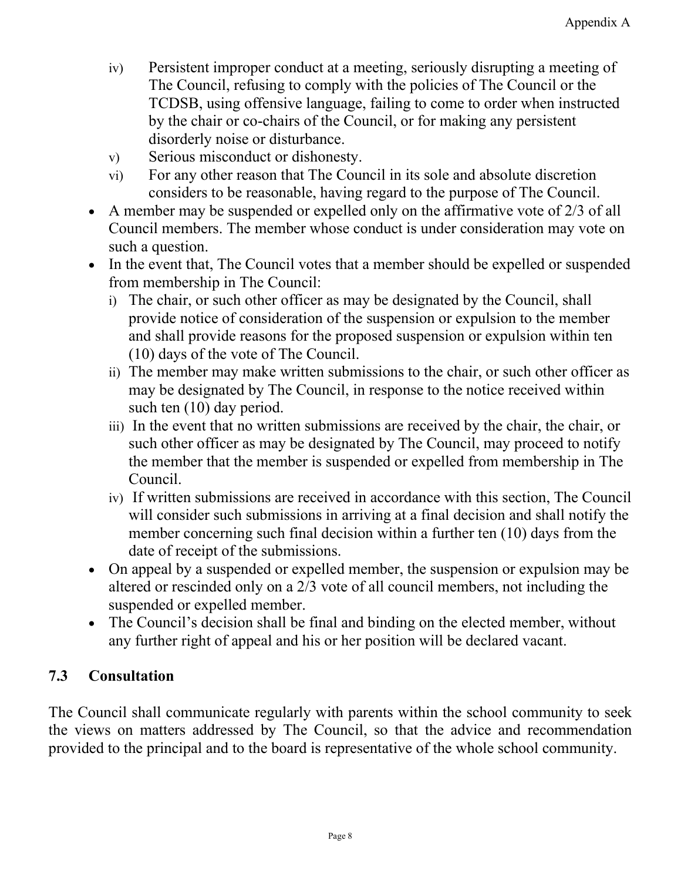iv) Persistent improper conduct at a meeting, seriously disrupting a meeting of The Council, refusing to comply with the policies of The Council or the TCDSB, using offensive language, failing to come to order when instructed by the chair or co-chairs of the Council, or for making any persistent disorderly noise or disturbance.

v) Serious misconduct or dishonesty.

vi) For any other reason that The Council in its sole and absolute discretion considers to be reasonable, having regard to the purpose of The Council.

- A member may be suspended or expelled only on the affirmative vote of 2/3 of all Council members. The member whose conduct is under consideration may vote on such a question.
- In the event that, The Council votes that a member should be expelled or suspended from membership in The Council:
  - i) The chair, or such other officer as may be designated by the Council, shall provide notice of consideration of the suspension or expulsion to the member and shall provide reasons for the proposed suspension or expulsion within ten (10) days of the vote of The Council.
  - ii) The member may make written submissions to the chair, or such other officer as may be designated by The Council, in response to the notice received within such ten (10) day period.
  - iii) In the event that no written submissions are received by the chair, the chair, or such other officer as may be designated by The Council, may proceed to notify the member that the member is suspended or expelled from membership in The Council.
  - iv) If written submissions are received in accordance with this section, The Council will consider such submissions in arriving at a final decision and shall notify the member concerning such final decision within a further ten (10) days from the date of receipt of the submissions.
- On appeal by a suspended or expelled member, the suspension or expulsion may be altered or rescinded only on a 2/3 vote of all council members, not including the suspended or expelled member.
- The Council's decision shall be final and binding on the elected member, without any further right of appeal and his or her position will be declared vacant.

## 7.3 Consultation

The Council shall communicate regularly with parents within the school community to seek the views on matters addressed by The Council, so that the advice and recommendation provided to the principal and to the board is representative of the whole school community.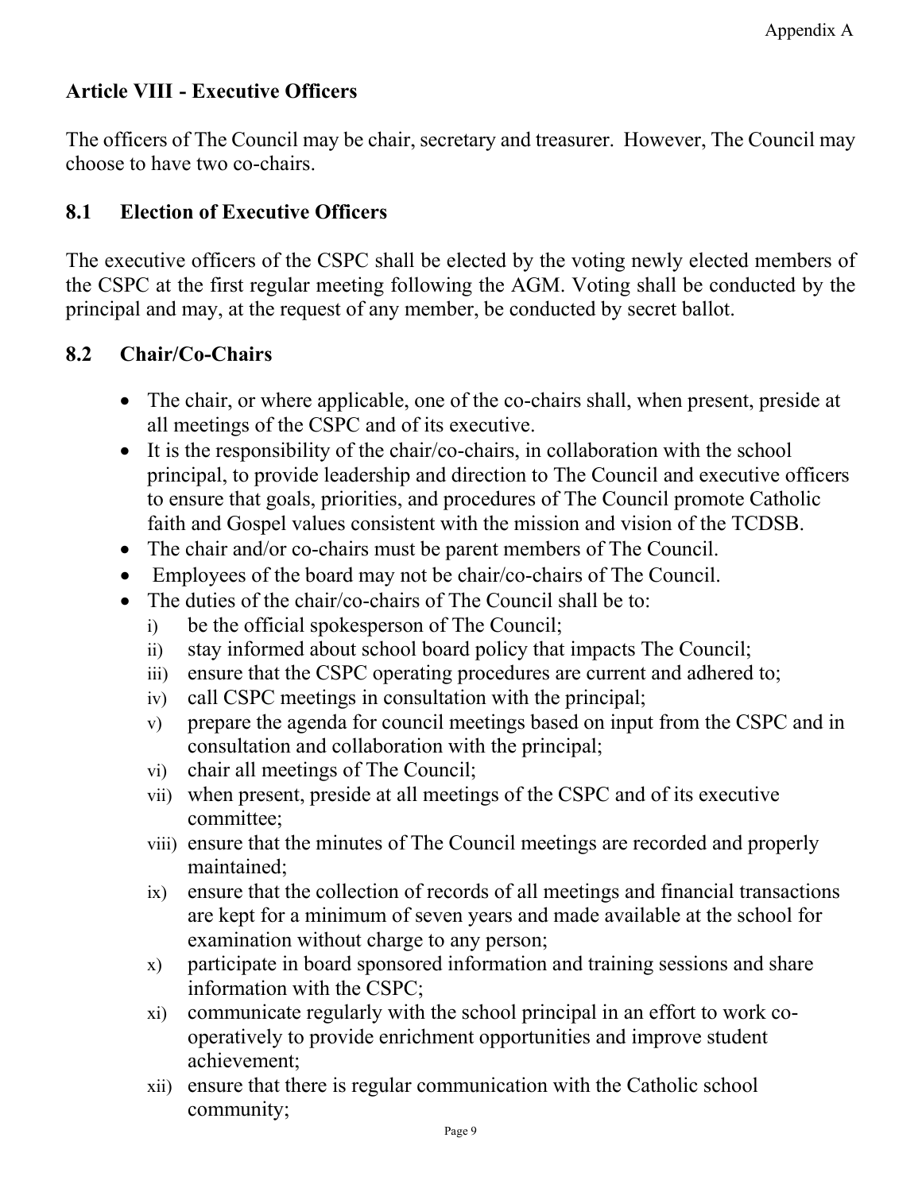## Article VIII - Executive Officers

The officers of The Council may be chair, secretary and treasurer. However, The Council may choose to have two co-chairs.

### 8.1 Election of Executive Officers

The executive officers of the CSPC shall be elected by the voting newly elected members of the CSPC at the first regular meeting following the AGM. Voting shall be conducted by the principal and may, at the request of any member, be conducted by secret ballot.

### 8.2 Chair/Co-Chairs

- The chair, or where applicable, one of the co-chairs shall, when present, preside at all meetings of the CSPC and of its executive.
- It is the responsibility of the chair/co-chairs, in collaboration with the school principal, to provide leadership and direction to The Council and executive officers to ensure that goals, priorities, and procedures of The Council promote Catholic faith and Gospel values consistent with the mission and vision of the TCDSB.
- The chair and/or co-chairs must be parent members of The Council.
- Employees of the board may not be chair/co-chairs of The Council.
- The duties of the chair/co-chairs of The Council shall be to:
  - i) be the official spokesperson of The Council;
  - ii) stay informed about school board policy that impacts The Council;
  - iii) ensure that the CSPC operating procedures are current and adhered to;
  - iv) call CSPC meetings in consultation with the principal;
  - v) prepare the agenda for council meetings based on input from the CSPC and in consultation and collaboration with the principal;
  - vi) chair all meetings of The Council;
  - vii) when present, preside at all meetings of the CSPC and of its executive committee;
  - viii) ensure that the minutes of The Council meetings are recorded and properly maintained;
  - ix) ensure that the collection of records of all meetings and financial transactions are kept for a minimum of seven years and made available at the school for examination without charge to any person;
  - x) participate in board sponsored information and training sessions and share information with the CSPC;
  - xi) communicate regularly with the school principal in an effort to work co-operatively to provide enrichment opportunities and improve student achievement;
  - xii) ensure that there is regular communication with the Catholic school community;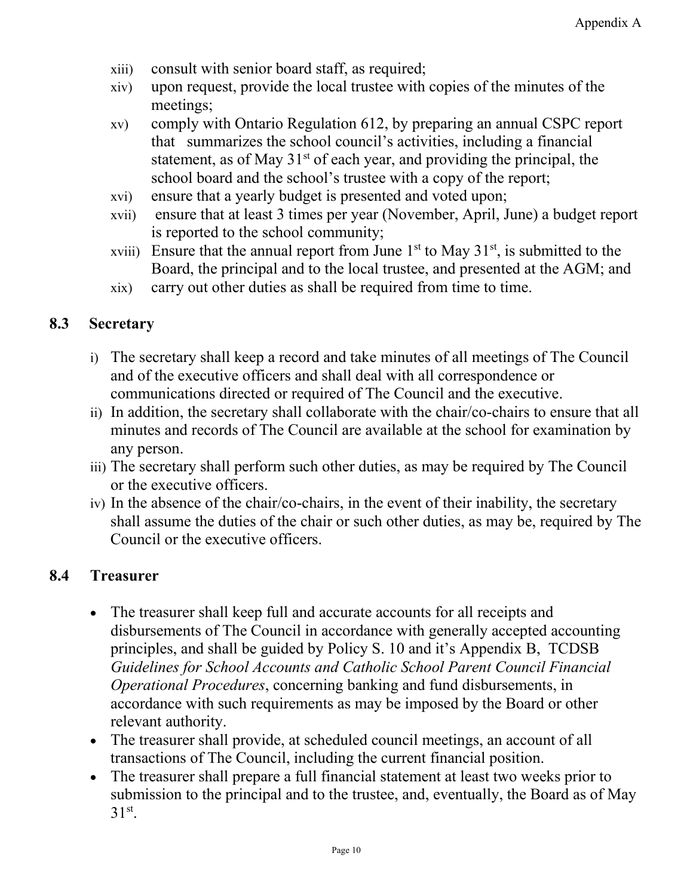xiii) consult with senior board staff, as required;
xiv) upon request, provide the local trustee with copies of the minutes of the meetings;
xv) comply with Ontario Regulation 612, by preparing an annual CSPC report that summarizes the school council's activities, including a financial statement, as of May 31st of each year, and providing the principal, the school board and the school's trustee with a copy of the report;
xvi) ensure that a yearly budget is presented and voted upon;
xvii) ensure that at least 3 times per year (November, April, June) a budget report is reported to the school community;
xviii) Ensure that the annual report from June 1st to May 31st, is submitted to the Board, the principal and to the local trustee, and presented at the AGM; and
xix) carry out other duties as shall be required from time to time.

### 8.3 Secretary

i) The secretary shall keep a record and take minutes of all meetings of The Council and of the executive officers and shall deal with all correspondence or communications directed or required of The Council and the executive.
ii) In addition, the secretary shall collaborate with the chair/co-chairs to ensure that all minutes and records of The Council are available at the school for examination by any person.
iii) The secretary shall perform such other duties, as may be required by The Council or the executive officers.
iv) In the absence of the chair/co-chairs, in the event of their inability, the secretary shall assume the duties of the chair or such other duties, as may be, required by The Council or the executive officers.

### 8.4 Treasurer

- The treasurer shall keep full and accurate accounts for all receipts and disbursements of The Council in accordance with generally accepted accounting principles, and shall be guided by Policy S. 10 and it's Appendix B, TCDSB *Guidelines for School Accounts and Catholic School Parent Council Financial Operational Procedures*, concerning banking and fund disbursements, in accordance with such requirements as may be imposed by the Board or other relevant authority.
- The treasurer shall provide, at scheduled council meetings, an account of all transactions of The Council, including the current financial position.
- The treasurer shall prepare a full financial statement at least two weeks prior to submission to the principal and to the trustee, and, eventually, the Board as of May 31st.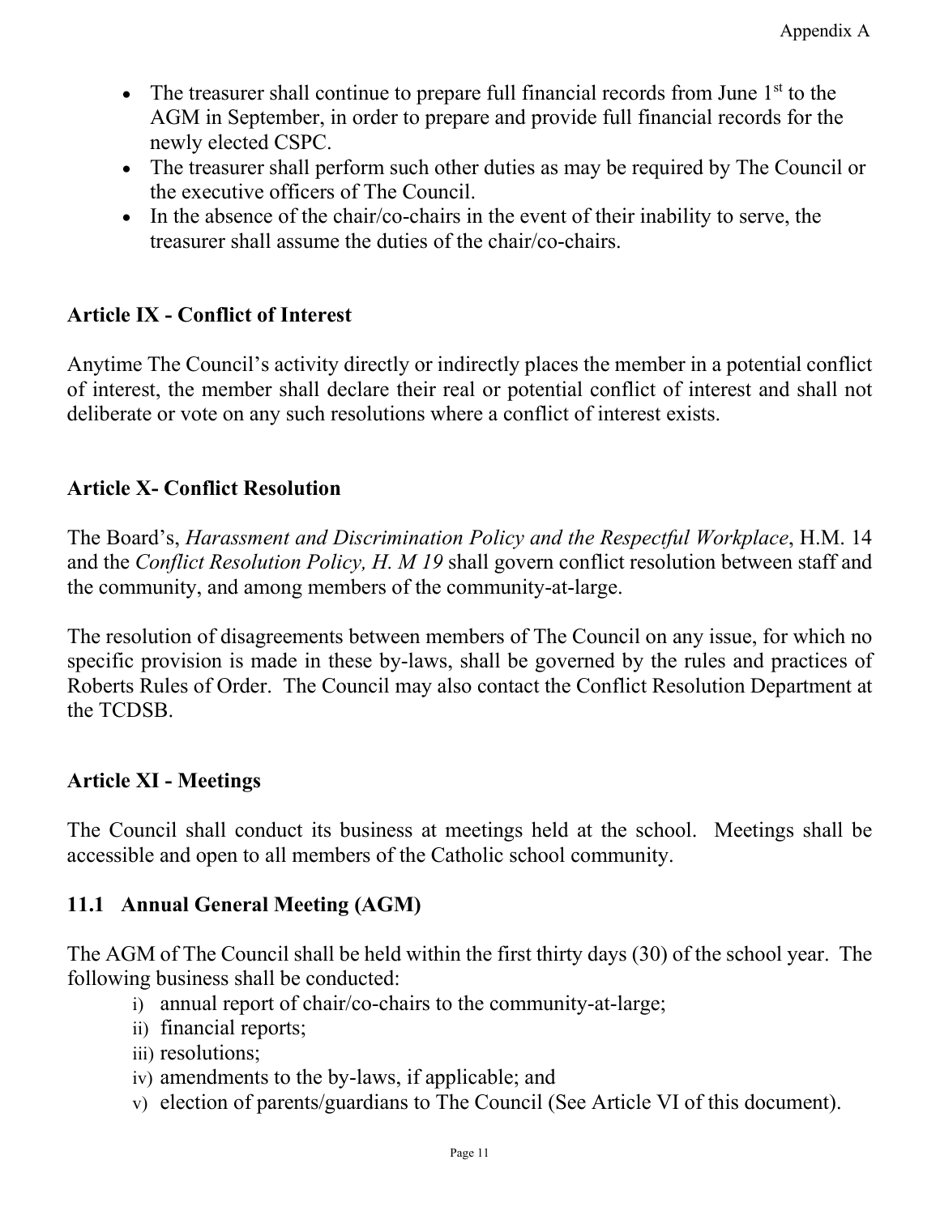- The treasurer shall continue to prepare full financial records from June 1st to the AGM in September, in order to prepare and provide full financial records for the newly elected CSPC.
- The treasurer shall perform such other duties as may be required by The Council or the executive officers of The Council.
- In the absence of the chair/co-chairs in the event of their inability to serve, the treasurer shall assume the duties of the chair/co-chairs.

## Article IX - Conflict of Interest

Anytime The Council's activity directly or indirectly places the member in a potential conflict of interest, the member shall declare their real or potential conflict of interest and shall not deliberate or vote on any such resolutions where a conflict of interest exists.

## Article X- Conflict Resolution

The Board's, *Harassment and Discrimination Policy and the Respectful Workplace*, H.M. 14 and the *Conflict Resolution Policy, H. M 19* shall govern conflict resolution between staff and the community, and among members of the community-at-large.

The resolution of disagreements between members of The Council on any issue, for which no specific provision is made in these by-laws, shall be governed by the rules and practices of Roberts Rules of Order. The Council may also contact the Conflict Resolution Department at the TCDSB.

## Article XI - Meetings

The Council shall conduct its business at meetings held at the school. Meetings shall be accessible and open to all members of the Catholic school community.

### 11.1 Annual General Meeting (AGM)

The AGM of The Council shall be held within the first thirty days (30) of the school year. The following business shall be conducted:

i) annual report of chair/co-chairs to the community-at-large;
ii) financial reports;
iii) resolutions;
iv) amendments to the by-laws, if applicable; and
v) election of parents/guardians to The Council (See Article VI of this document).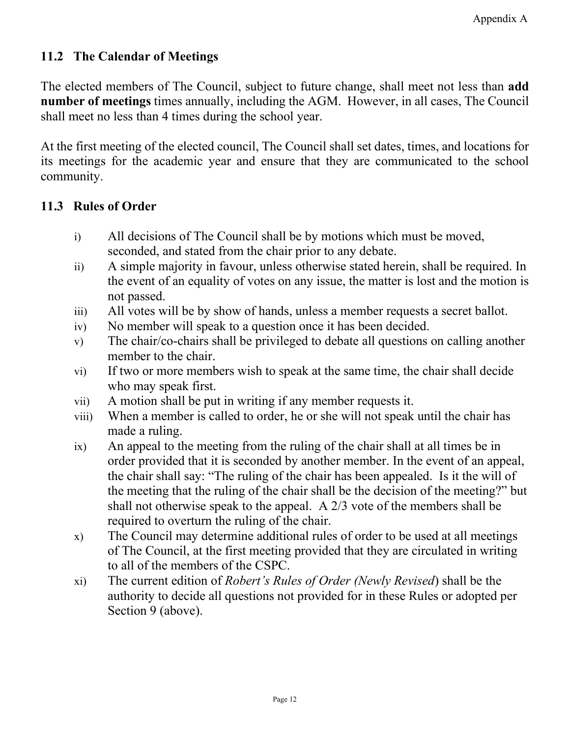## 11.2 The Calendar of Meetings

The elected members of The Council, subject to future change, shall meet not less than **add number of meetings** times annually, including the AGM. However, in all cases, The Council shall meet no less than 4 times during the school year.

At the first meeting of the elected council, The Council shall set dates, times, and locations for its meetings for the academic year and ensure that they are communicated to the school community.

## 11.3 Rules of Order

i) All decisions of The Council shall be by motions which must be moved, seconded, and stated from the chair prior to any debate.

ii) A simple majority in favour, unless otherwise stated herein, shall be required. In the event of an equality of votes on any issue, the matter is lost and the motion is not passed.

iii) All votes will be by show of hands, unless a member requests a secret ballot.

iv) No member will speak to a question once it has been decided.

v) The chair/co-chairs shall be privileged to debate all questions on calling another member to the chair.

vi) If two or more members wish to speak at the same time, the chair shall decide who may speak first.

vii) A motion shall be put in writing if any member requests it.

viii) When a member is called to order, he or she will not speak until the chair has made a ruling.

ix) An appeal to the meeting from the ruling of the chair shall at all times be in order provided that it is seconded by another member. In the event of an appeal, the chair shall say: "The ruling of the chair has been appealed. Is it the will of the meeting that the ruling of the chair shall be the decision of the meeting?" but shall not otherwise speak to the appeal. A 2/3 vote of the members shall be required to overturn the ruling of the chair.

x) The Council may determine additional rules of order to be used at all meetings of The Council, at the first meeting provided that they are circulated in writing to all of the members of the CSPC.

xi) The current edition of *Robert's Rules of Order (Newly Revised*) shall be the authority to decide all questions not provided for in these Rules or adopted per Section 9 (above).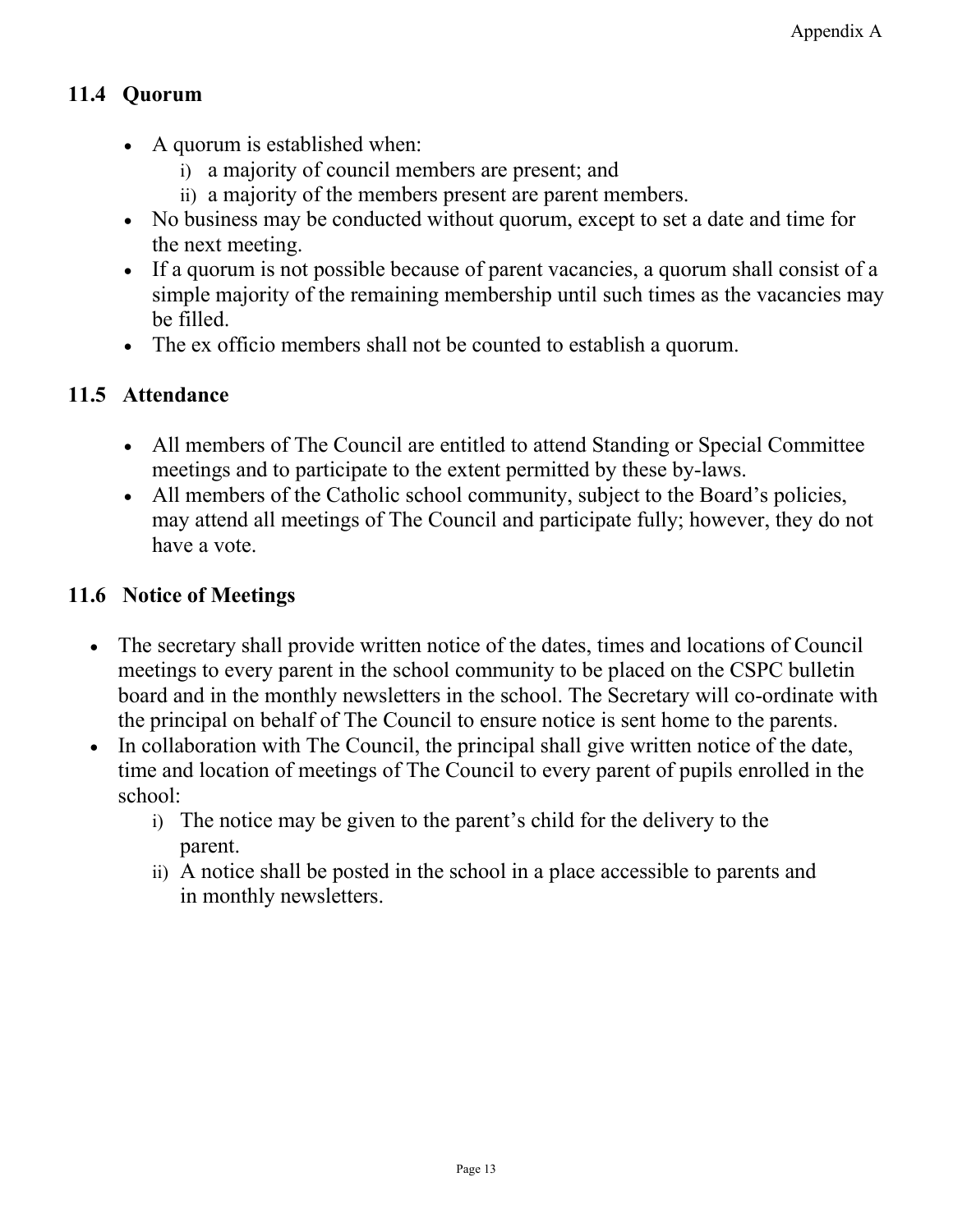### 11.4 Quorum

- A quorum is established when:
    i) a majority of council members are present; and
    ii) a majority of the members present are parent members.
- No business may be conducted without quorum, except to set a date and time for the next meeting.
- If a quorum is not possible because of parent vacancies, a quorum shall consist of a simple majority of the remaining membership until such times as the vacancies may be filled.
- The ex officio members shall not be counted to establish a quorum.

### 11.5 Attendance

- All members of The Council are entitled to attend Standing or Special Committee meetings and to participate to the extent permitted by these by-laws.
- All members of the Catholic school community, subject to the Board's policies, may attend all meetings of The Council and participate fully; however, they do not have a vote.

### 11.6 Notice of Meetings

- The secretary shall provide written notice of the dates, times and locations of Council meetings to every parent in the school community to be placed on the CSPC bulletin board and in the monthly newsletters in the school. The Secretary will co-ordinate with the principal on behalf of The Council to ensure notice is sent home to the parents.
- In collaboration with The Council, the principal shall give written notice of the date, time and location of meetings of The Council to every parent of pupils enrolled in the school:
    i) The notice may be given to the parent's child for the delivery to the parent.
    ii) A notice shall be posted in the school in a place accessible to parents and in monthly newsletters.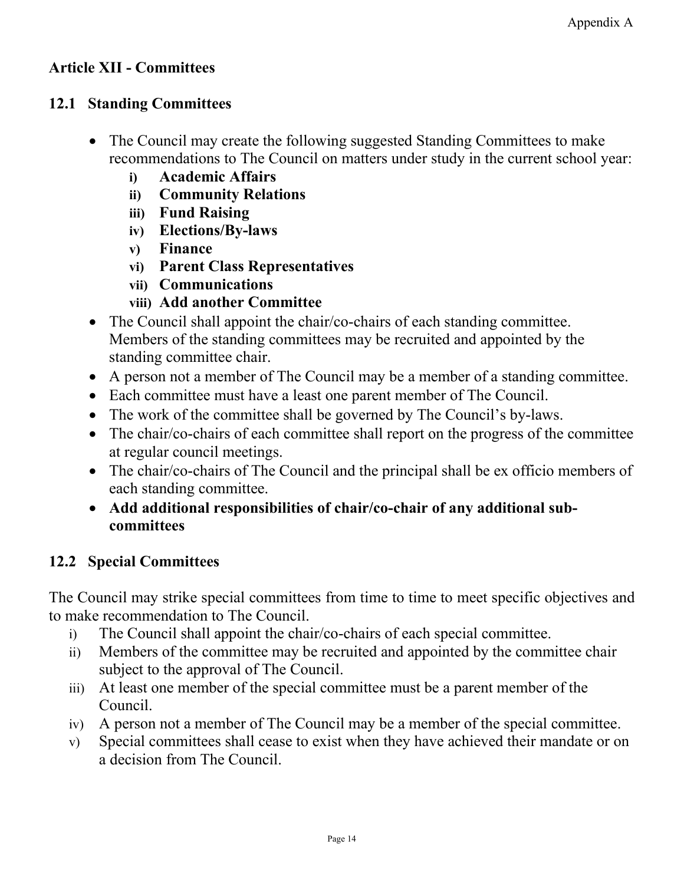## Article XII - Committees

### 12.1 Standing Committees

- The Council may create the following suggested Standing Committees to make recommendations to The Council on matters under study in the current school year:
    - **i) Academic Affairs**
    - **ii) Community Relations**
    - **iii) Fund Raising**
    - **iv) Elections/By-laws**
    - **v) Finance**
    - **vi) Parent Class Representatives**
    - **vii) Communications**
    - **viii) Add another Committee**
- The Council shall appoint the chair/co-chairs of each standing committee. Members of the standing committees may be recruited and appointed by the standing committee chair.
- A person not a member of The Council may be a member of a standing committee.
- Each committee must have a least one parent member of The Council.
- The work of the committee shall be governed by The Council's by-laws.
- The chair/co-chairs of each committee shall report on the progress of the committee at regular council meetings.
- The chair/co-chairs of The Council and the principal shall be ex officio members of each standing committee.
- **Add additional responsibilities of chair/co-chair of any additional sub-committees**

### 12.2 Special Committees

The Council may strike special committees from time to time to meet specific objectives and to make recommendation to The Council.

i) The Council shall appoint the chair/co-chairs of each special committee.

ii) Members of the committee may be recruited and appointed by the committee chair subject to the approval of The Council.

iii) At least one member of the special committee must be a parent member of the Council.

iv) A person not a member of The Council may be a member of the special committee.

v) Special committees shall cease to exist when they have achieved their mandate or on a decision from The Council.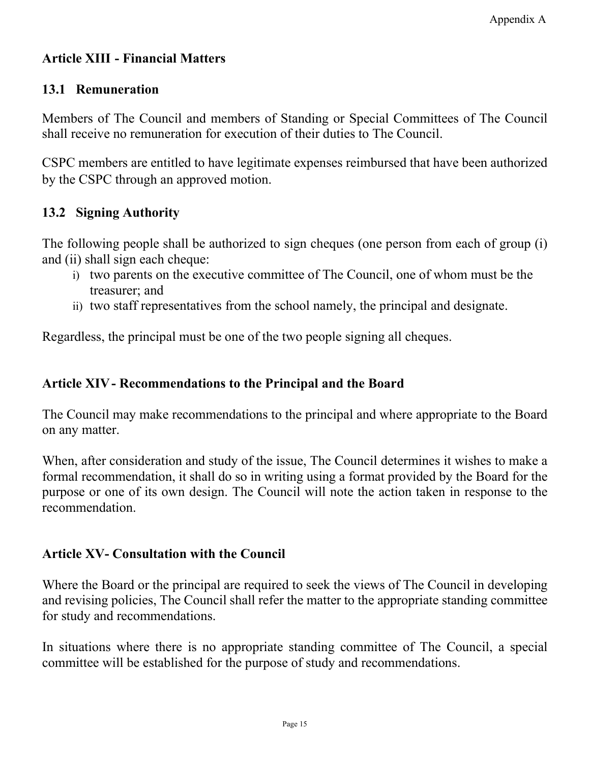## Article XIII - Financial Matters

### 13.1 Remuneration

Members of The Council and members of Standing or Special Committees of The Council shall receive no remuneration for execution of their duties to The Council.

CSPC members are entitled to have legitimate expenses reimbursed that have been authorized by the CSPC through an approved motion.

### 13.2 Signing Authority

The following people shall be authorized to sign cheques (one person from each of group (i) and (ii) shall sign each cheque:

i) two parents on the executive committee of The Council, one of whom must be the treasurer; and
ii) two staff representatives from the school namely, the principal and designate.

Regardless, the principal must be one of the two people signing all cheques.

## Article XIV - Recommendations to the Principal and the Board

The Council may make recommendations to the principal and where appropriate to the Board on any matter.

When, after consideration and study of the issue, The Council determines it wishes to make a formal recommendation, it shall do so in writing using a format provided by the Board for the purpose or one of its own design. The Council will note the action taken in response to the recommendation.

## Article XV - Consultation with the Council

Where the Board or the principal are required to seek the views of The Council in developing and revising policies, The Council shall refer the matter to the appropriate standing committee for study and recommendations.

In situations where there is no appropriate standing committee of The Council, a special committee will be established for the purpose of study and recommendations.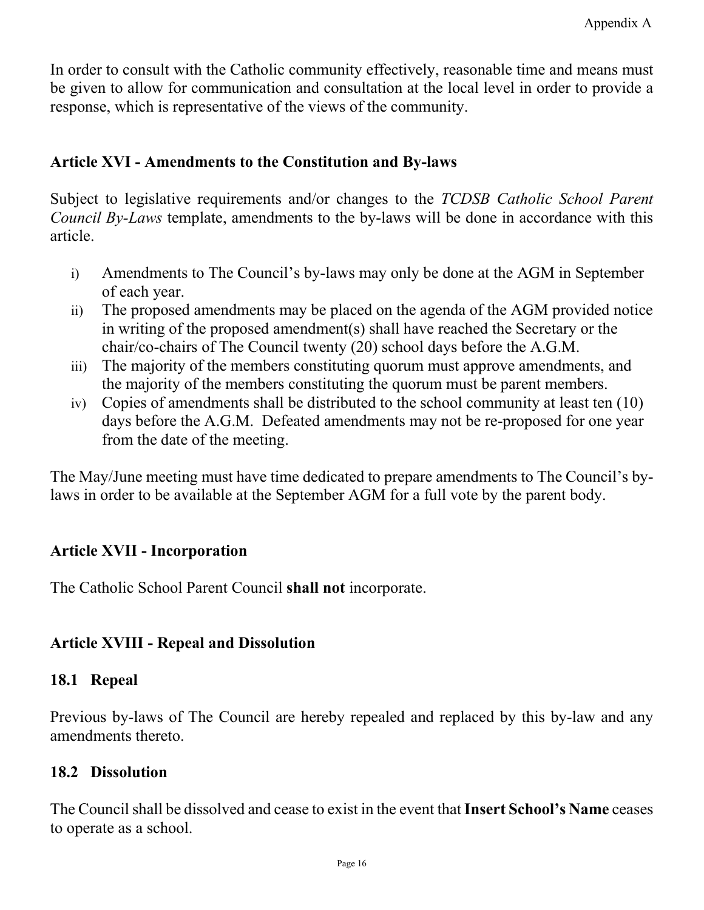In order to consult with the Catholic community effectively, reasonable time and means must be given to allow for communication and consultation at the local level in order to provide a response, which is representative of the views of the community.

### Article XVI - Amendments to the Constitution and By-laws

Subject to legislative requirements and/or changes to the *TCDSB Catholic School Parent Council By-Laws* template, amendments to the by-laws will be done in accordance with this article.

i) Amendments to The Council's by-laws may only be done at the AGM in September of each year.
ii) The proposed amendments may be placed on the agenda of the AGM provided notice in writing of the proposed amendment(s) shall have reached the Secretary or the chair/co-chairs of The Council twenty (20) school days before the A.G.M.
iii) The majority of the members constituting quorum must approve amendments, and the majority of the members constituting the quorum must be parent members.
iv) Copies of amendments shall be distributed to the school community at least ten (10) days before the A.G.M. Defeated amendments may not be re-proposed for one year from the date of the meeting.

The May/June meeting must have time dedicated to prepare amendments to The Council's by-laws in order to be available at the September AGM for a full vote by the parent body.

### Article XVII - Incorporation

The Catholic School Parent Council **shall not** incorporate.

### Article XVIII - Repeal and Dissolution

#### 18.1 Repeal

Previous by-laws of The Council are hereby repealed and replaced by this by-law and any amendments thereto.

#### 18.2 Dissolution

The Council shall be dissolved and cease to exist in the event that **Insert School's Name** ceases to operate as a school.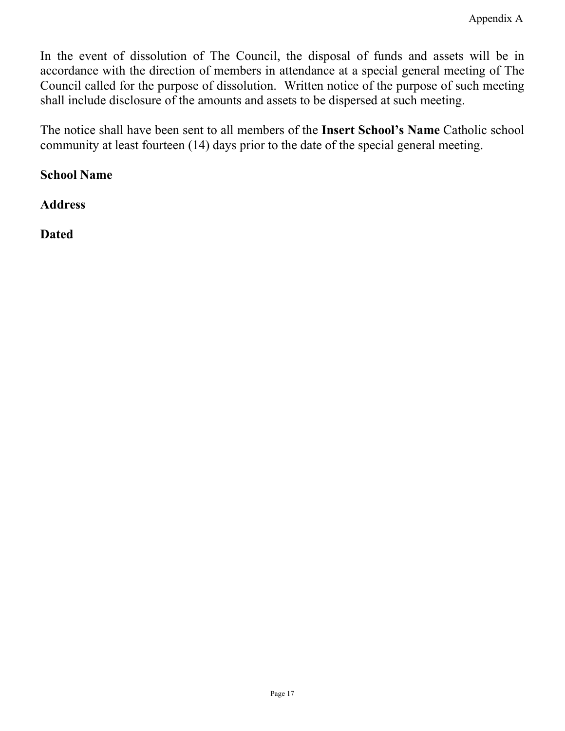In the event of dissolution of The Council, the disposal of funds and assets will be in accordance with the direction of members in attendance at a special general meeting of The Council called for the purpose of dissolution. Written notice of the purpose of such meeting shall include disclosure of the amounts and assets to be dispersed at such meeting.

The notice shall have been sent to all members of the **Insert School's Name** Catholic school community at least fourteen (14) days prior to the date of the special general meeting.

**School Name**

**Address**

**Dated**